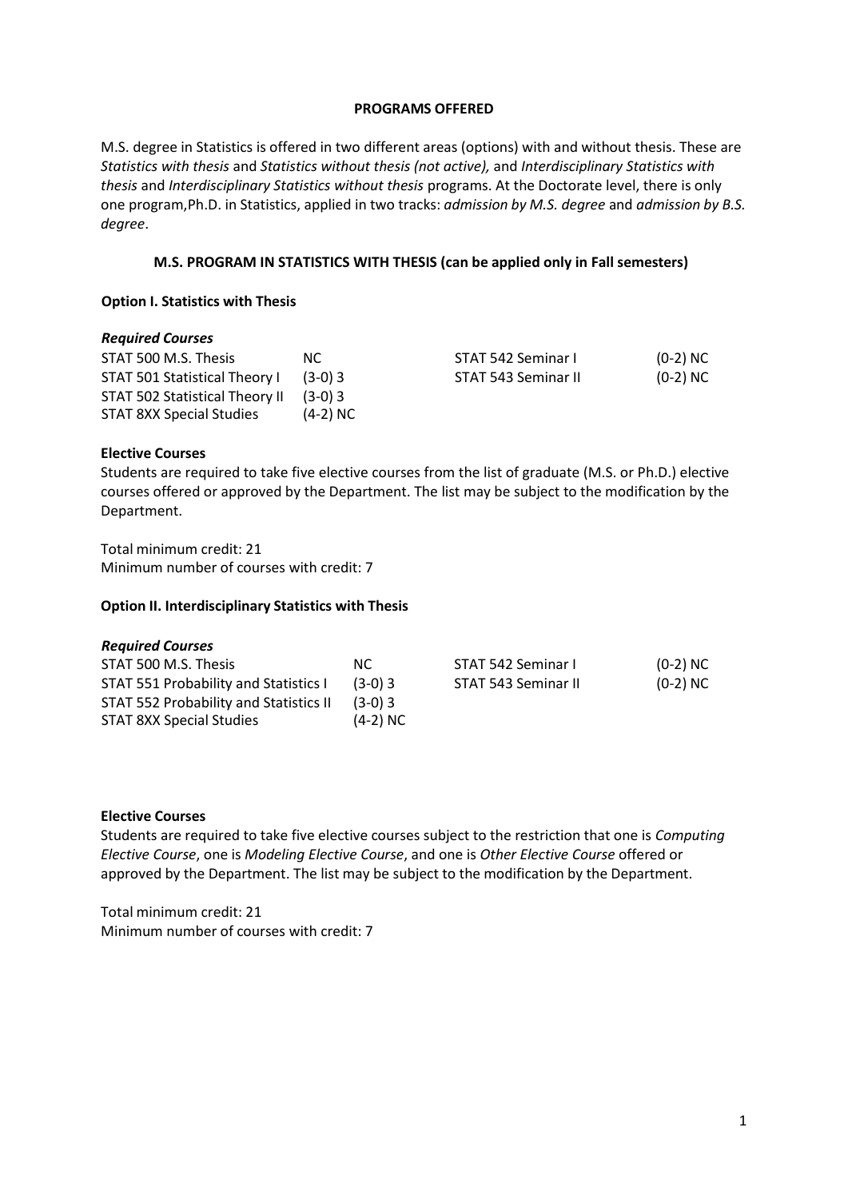## PROGRAMS OFFERED

M.S. degree in Statistics is offered in two different areas (options) with and without thesis. These are *Statistics with thesis* and *Statistics without thesis (not active),* and *Interdisciplinary Statistics with thesis* and *Interdisciplinary Statistics without thesis* programs. At the Doctorate level, there is only one program,Ph.D. in Statistics, applied in two tracks: *admission by M.S. degree* and *admission by B.S. degree*.

### M.S. PROGRAM IN STATISTICS WITH THESIS (can be applied only in Fall semesters)

#### Option I. Statistics with Thesis

***Required Courses***

| | | | |
|---|---|---|---|
| STAT 500 M.S. Thesis | NC | STAT 542 Seminar I | (0-2) NC |
| STAT 501 Statistical Theory I | (3-0) 3 | STAT 543 Seminar II | (0-2) NC |
| STAT 502 Statistical Theory II | (3-0) 3 | | |
| STAT 8XX Special Studies | (4-2) NC | | |

**Elective Courses**

Students are required to take five elective courses from the list of graduate (M.S. or Ph.D.) elective courses offered or approved by the Department. The list may be subject to the modification by the Department.

Total minimum credit: 21
Minimum number of courses with credit: 7

#### Option II. Interdisciplinary Statistics with Thesis

***Required Courses***

| | | | |
|---|---|---|---|
| STAT 500 M.S. Thesis | NC | STAT 542 Seminar I | (0-2) NC |
| STAT 551 Probability and Statistics I | (3-0) 3 | STAT 543 Seminar II | (0-2) NC |
| STAT 552 Probability and Statistics II | (3-0) 3 | | |
| STAT 8XX Special Studies | (4-2) NC | | |

**Elective Courses**

Students are required to take five elective courses subject to the restriction that one is *Computing Elective Course*, one is *Modeling Elective Course*, and one is *Other Elective Course* offered or approved by the Department. The list may be subject to the modification by the Department.

Total minimum credit: 21
Minimum number of courses with credit: 7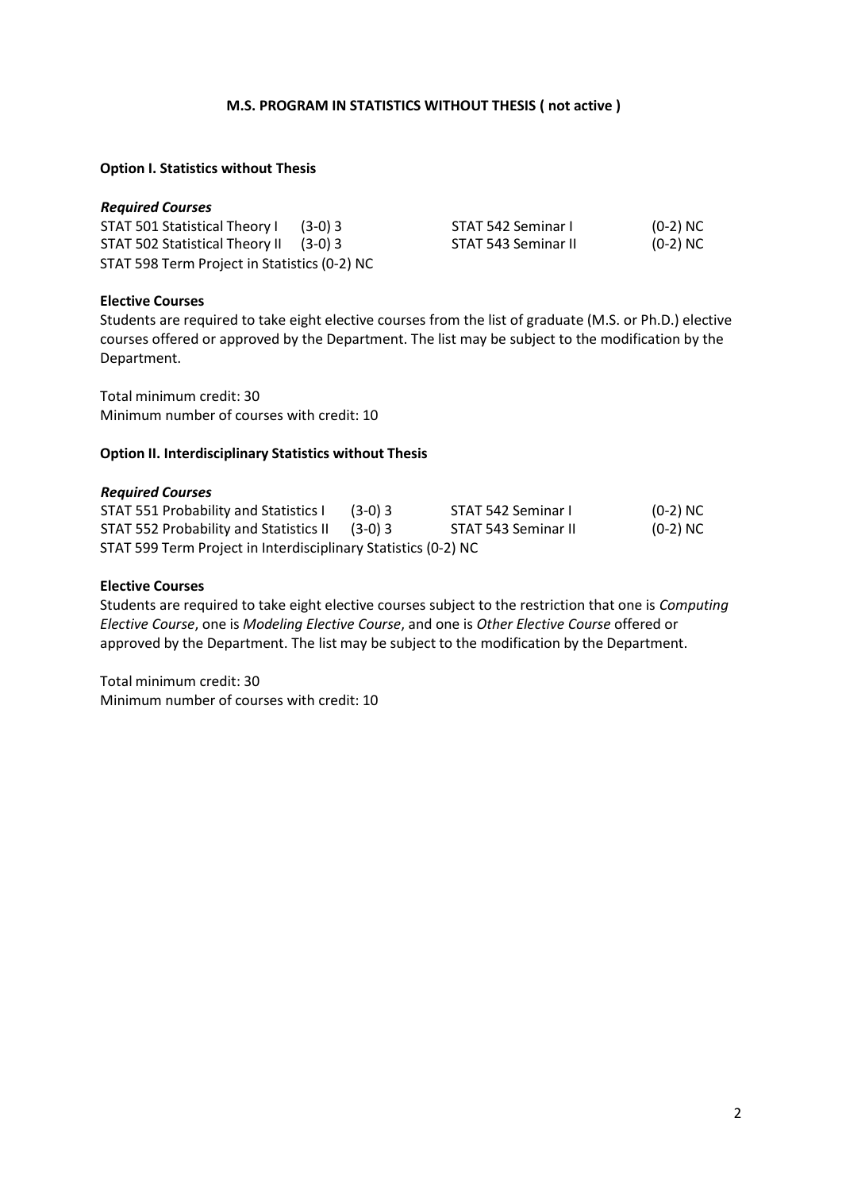## M.S. PROGRAM IN STATISTICS WITHOUT THESIS ( not active )

### Option I. Statistics without Thesis

***Required Courses***

| | | | |
|---|---|---|---|
| STAT 501 Statistical Theory I | (3-0) 3 | STAT 542 Seminar I | (0-2) NC |
| STAT 502 Statistical Theory II | (3-0) 3 | STAT 543 Seminar II | (0-2) NC |
| STAT 598 Term Project in Statistics (0-2) NC | | | |

**Elective Courses**

Students are required to take eight elective courses from the list of graduate (M.S. or Ph.D.) elective courses offered or approved by the Department. The list may be subject to the modification by the Department.

Total minimum credit: 30
Minimum number of courses with credit: 10

### Option II. Interdisciplinary Statistics without Thesis

***Required Courses***

| | | | |
|---|---|---|---|
| STAT 551 Probability and Statistics I | (3-0) 3 | STAT 542 Seminar I | (0-2) NC |
| STAT 552 Probability and Statistics II | (3-0) 3 | STAT 543 Seminar II | (0-2) NC |
| STAT 599 Term Project in Interdisciplinary Statistics (0-2) NC | | | |

**Elective Courses**

Students are required to take eight elective courses subject to the restriction that one is *Computing Elective Course*, one is *Modeling Elective Course*, and one is *Other Elective Course* offered or approved by the Department. The list may be subject to the modification by the Department.

Total minimum credit: 30
Minimum number of courses with credit: 10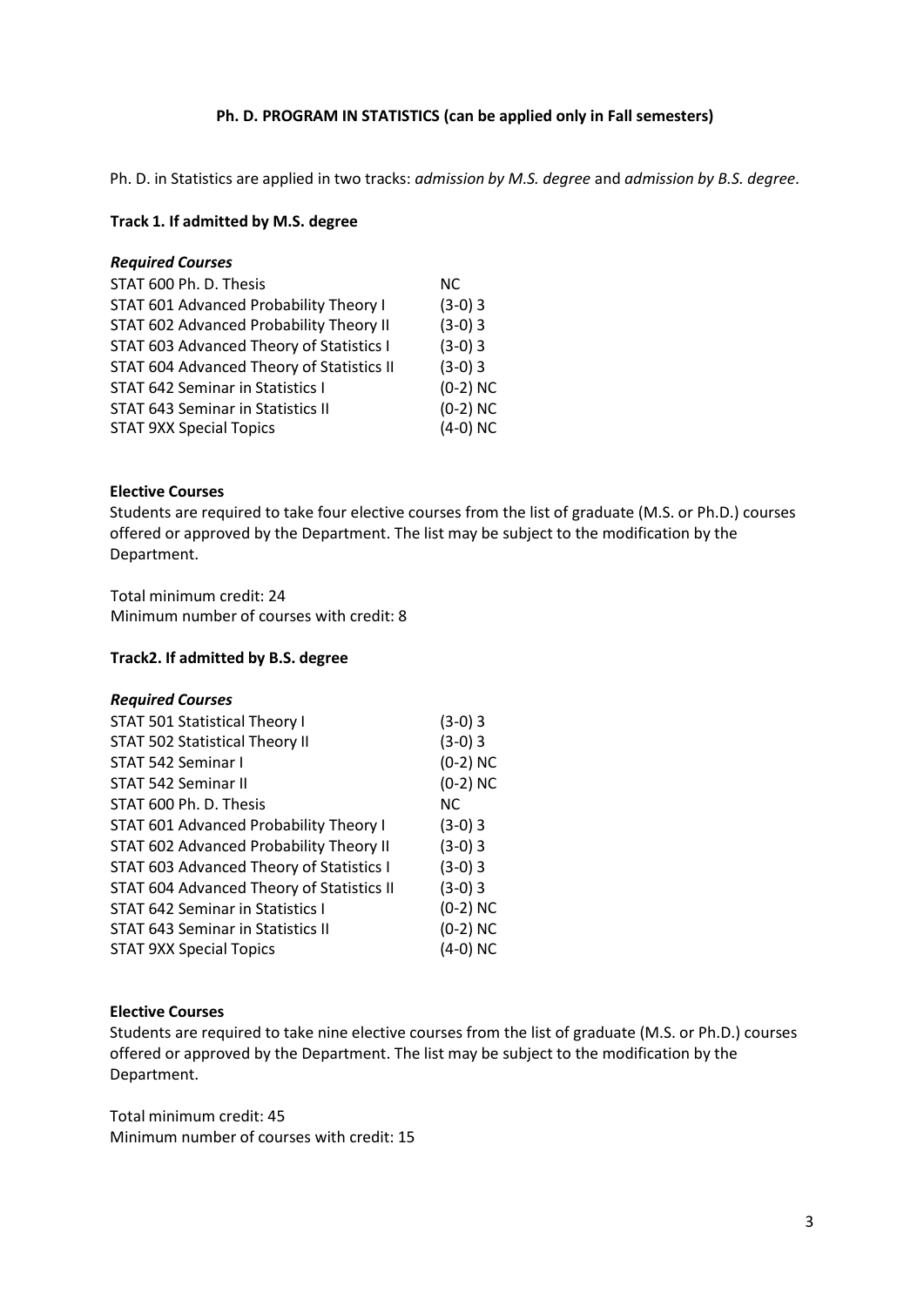**Ph. D. PROGRAM IN STATISTICS (can be applied only in Fall semesters)**

Ph. D. in Statistics are applied in two tracks: *admission by M.S. degree* and *admission by B.S. degree*.

**Track 1. If admitted by M.S. degree**

***Required Courses***

| | |
|---|---|
| STAT 600 Ph. D. Thesis | NC |
| STAT 601 Advanced Probability Theory I | (3-0) 3 |
| STAT 602 Advanced Probability Theory II | (3-0) 3 |
| STAT 603 Advanced Theory of Statistics I | (3-0) 3 |
| STAT 604 Advanced Theory of Statistics II | (3-0) 3 |
| STAT 642 Seminar in Statistics I | (0-2) NC |
| STAT 643 Seminar in Statistics II | (0-2) NC |
| STAT 9XX Special Topics | (4-0) NC |

**Elective Courses**

Students are required to take four elective courses from the list of graduate (M.S. or Ph.D.) courses offered or approved by the Department. The list may be subject to the modification by the Department.

Total minimum credit: 24
Minimum number of courses with credit: 8

**Track2. If admitted by B.S. degree**

***Required Courses***

| | |
|---|---|
| STAT 501 Statistical Theory I | (3-0) 3 |
| STAT 502 Statistical Theory II | (3-0) 3 |
| STAT 542 Seminar I | (0-2) NC |
| STAT 542 Seminar II | (0-2) NC |
| STAT 600 Ph. D. Thesis | NC |
| STAT 601 Advanced Probability Theory I | (3-0) 3 |
| STAT 602 Advanced Probability Theory II | (3-0) 3 |
| STAT 603 Advanced Theory of Statistics I | (3-0) 3 |
| STAT 604 Advanced Theory of Statistics II | (3-0) 3 |
| STAT 642 Seminar in Statistics I | (0-2) NC |
| STAT 643 Seminar in Statistics II | (0-2) NC |
| STAT 9XX Special Topics | (4-0) NC |

**Elective Courses**

Students are required to take nine elective courses from the list of graduate (M.S. or Ph.D.) courses offered or approved by the Department. The list may be subject to the modification by the Department.

Total minimum credit: 45
Minimum number of courses with credit: 15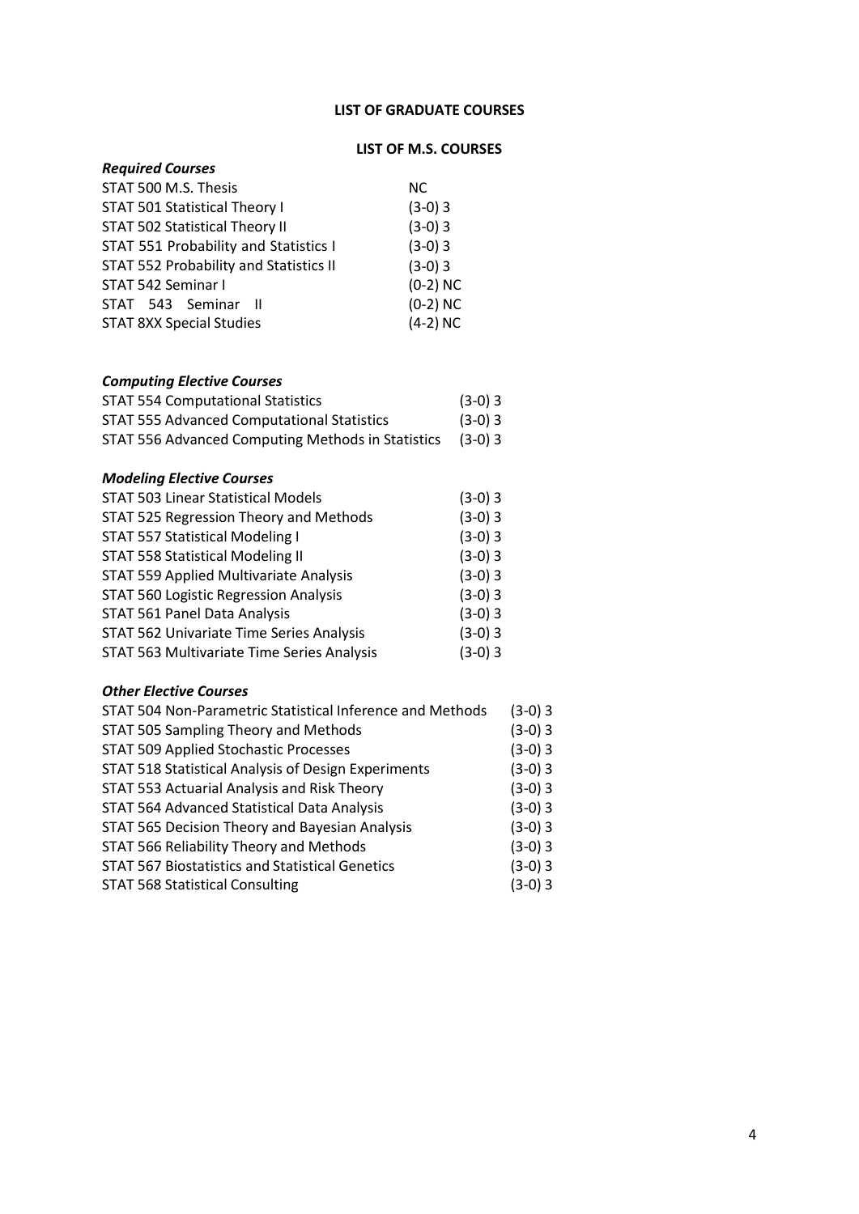## LIST OF GRADUATE COURSES

### LIST OF M.S. COURSES

***Required Courses***

| | |
|---|---|
| STAT 500 M.S. Thesis | NC |
| STAT 501 Statistical Theory I | (3-0) 3 |
| STAT 502 Statistical Theory II | (3-0) 3 |
| STAT 551 Probability and Statistics I | (3-0) 3 |
| STAT 552 Probability and Statistics II | (3-0) 3 |
| STAT 542 Seminar I | (0-2) NC |
| STAT 543 Seminar II | (0-2) NC |
| STAT 8XX Special Studies | (4-2) NC |

***Computing Elective Courses***

| | |
|---|---|
| STAT 554 Computational Statistics | (3-0) 3 |
| STAT 555 Advanced Computational Statistics | (3-0) 3 |
| STAT 556 Advanced Computing Methods in Statistics | (3-0) 3 |

***Modeling Elective Courses***

| | |
|---|---|
| STAT 503 Linear Statistical Models | (3-0) 3 |
| STAT 525 Regression Theory and Methods | (3-0) 3 |
| STAT 557 Statistical Modeling I | (3-0) 3 |
| STAT 558 Statistical Modeling II | (3-0) 3 |
| STAT 559 Applied Multivariate Analysis | (3-0) 3 |
| STAT 560 Logistic Regression Analysis | (3-0) 3 |
| STAT 561 Panel Data Analysis | (3-0) 3 |
| STAT 562 Univariate Time Series Analysis | (3-0) 3 |
| STAT 563 Multivariate Time Series Analysis | (3-0) 3 |

***Other Elective Courses***

| | |
|---|---|
| STAT 504 Non-Parametric Statistical Inference and Methods | (3-0) 3 |
| STAT 505 Sampling Theory and Methods | (3-0) 3 |
| STAT 509 Applied Stochastic Processes | (3-0) 3 |
| STAT 518 Statistical Analysis of Design Experiments | (3-0) 3 |
| STAT 553 Actuarial Analysis and Risk Theory | (3-0) 3 |
| STAT 564 Advanced Statistical Data Analysis | (3-0) 3 |
| STAT 565 Decision Theory and Bayesian Analysis | (3-0) 3 |
| STAT 566 Reliability Theory and Methods | (3-0) 3 |
| STAT 567 Biostatistics and Statistical Genetics | (3-0) 3 |
| STAT 568 Statistical Consulting | (3-0) 3 |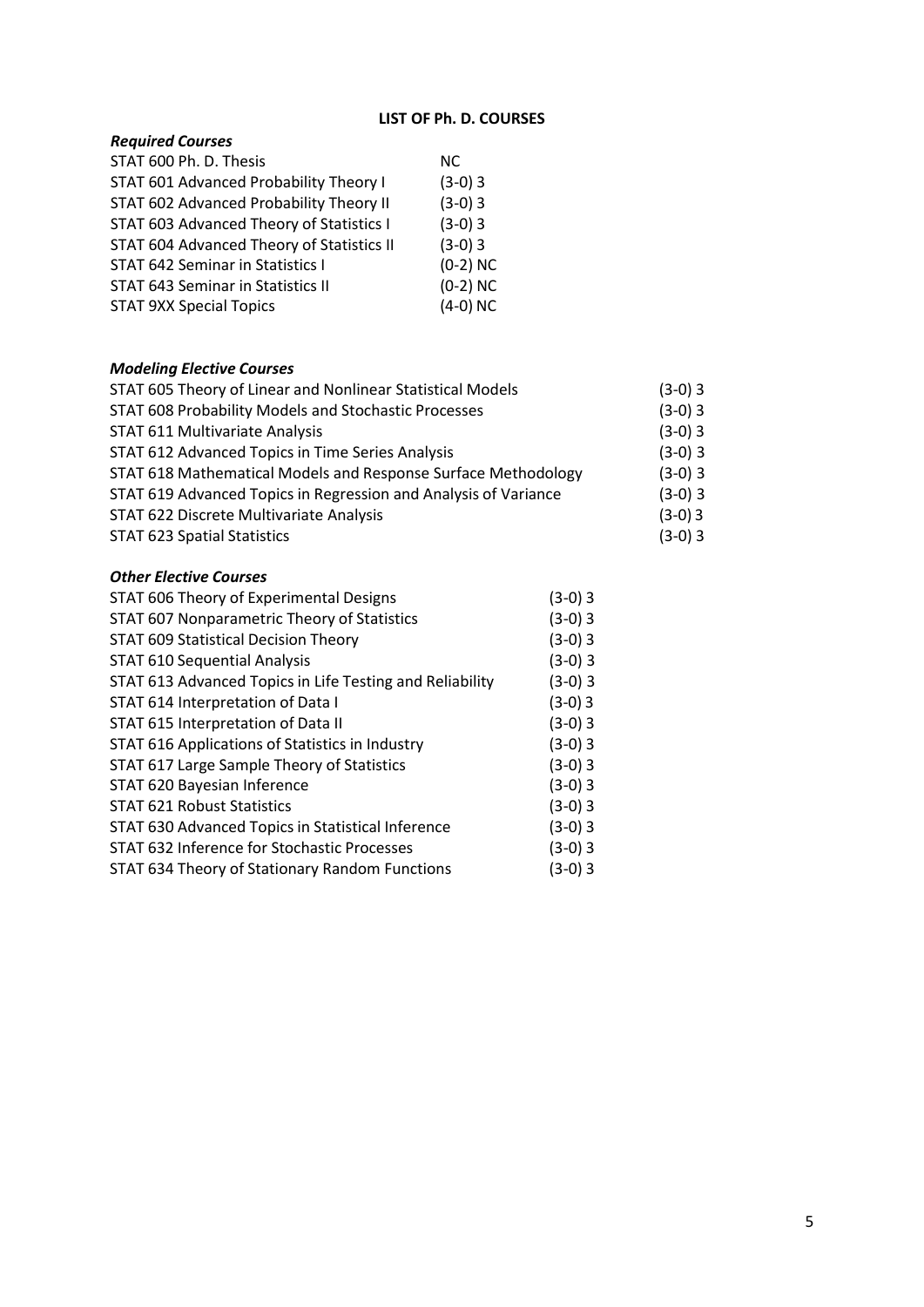## LIST OF Ph. D. COURSES

### *Required Courses*

| | |
|---|---|
| STAT 600 Ph. D. Thesis | NC |
| STAT 601 Advanced Probability Theory I | (3-0) 3 |
| STAT 602 Advanced Probability Theory II | (3-0) 3 |
| STAT 603 Advanced Theory of Statistics I | (3-0) 3 |
| STAT 604 Advanced Theory of Statistics II | (3-0) 3 |
| STAT 642 Seminar in Statistics I | (0-2) NC |
| STAT 643 Seminar in Statistics II | (0-2) NC |
| STAT 9XX Special Topics | (4-0) NC |

### *Modeling Elective Courses*

| | |
|---|---|
| STAT 605 Theory of Linear and Nonlinear Statistical Models | (3-0) 3 |
| STAT 608 Probability Models and Stochastic Processes | (3-0) 3 |
| STAT 611 Multivariate Analysis | (3-0) 3 |
| STAT 612 Advanced Topics in Time Series Analysis | (3-0) 3 |
| STAT 618 Mathematical Models and Response Surface Methodology | (3-0) 3 |
| STAT 619 Advanced Topics in Regression and Analysis of Variance | (3-0) 3 |
| STAT 622 Discrete Multivariate Analysis | (3-0) 3 |
| STAT 623 Spatial Statistics | (3-0) 3 |

### *Other Elective Courses*

| | |
|---|---|
| STAT 606 Theory of Experimental Designs | (3-0) 3 |
| STAT 607 Nonparametric Theory of Statistics | (3-0) 3 |
| STAT 609 Statistical Decision Theory | (3-0) 3 |
| STAT 610 Sequential Analysis | (3-0) 3 |
| STAT 613 Advanced Topics in Life Testing and Reliability | (3-0) 3 |
| STAT 614 Interpretation of Data I | (3-0) 3 |
| STAT 615 Interpretation of Data II | (3-0) 3 |
| STAT 616 Applications of Statistics in Industry | (3-0) 3 |
| STAT 617 Large Sample Theory of Statistics | (3-0) 3 |
| STAT 620 Bayesian Inference | (3-0) 3 |
| STAT 621 Robust Statistics | (3-0) 3 |
| STAT 630 Advanced Topics in Statistical Inference | (3-0) 3 |
| STAT 632 Inference for Stochastic Processes | (3-0) 3 |
| STAT 634 Theory of Stationary Random Functions | (3-0) 3 |